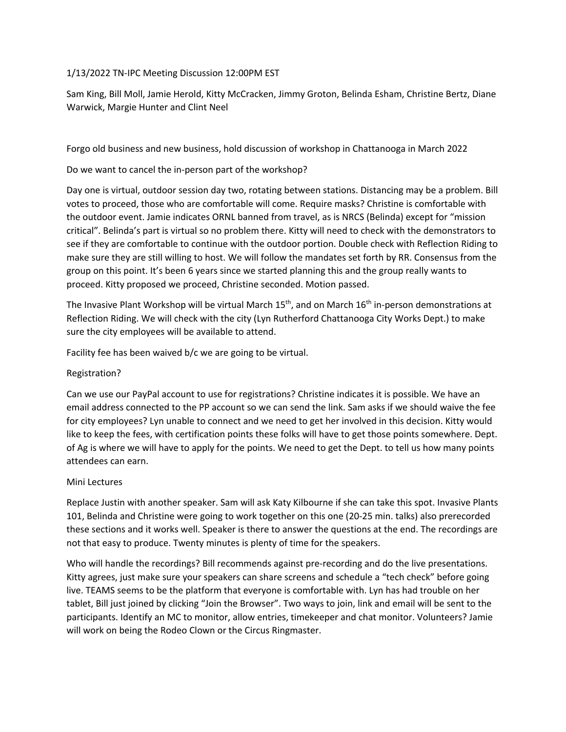1/13/2022 TN-IPC Meeting Discussion 12:00PM EST

Sam King, Bill Moll, Jamie Herold, Kitty McCracken, Jimmy Groton, Belinda Esham, Christine Bertz, Diane Warwick, Margie Hunter and Clint Neel

Forgo old business and new business, hold discussion of workshop in Chattanooga in March 2022

Do we want to cancel the in-person part of the workshop?

Day one is virtual, outdoor session day two, rotating between stations. Distancing may be a problem. Bill votes to proceed, those who are comfortable will come. Require masks? Christine is comfortable with the outdoor event. Jamie indicates ORNL banned from travel, as is NRCS (Belinda) except for "mission critical". Belinda's part is virtual so no problem there. Kitty will need to check with the demonstrators to see if they are comfortable to continue with the outdoor portion. Double check with Reflection Riding to make sure they are still willing to host. We will follow the mandates set forth by RR. Consensus from the group on this point. It's been 6 years since we started planning this and the group really wants to proceed. Kitty proposed we proceed, Christine seconded. Motion passed.

The Invasive Plant Workshop will be virtual March 15th, and on March 16th in-person demonstrations at Reflection Riding. We will check with the city (Lyn Rutherford Chattanooga City Works Dept.) to make sure the city employees will be available to attend.

Facility fee has been waived b/c we are going to be virtual.

Registration?

Can we use our PayPal account to use for registrations? Christine indicates it is possible. We have an email address connected to the PP account so we can send the link. Sam asks if we should waive the fee for city employees? Lyn unable to connect and we need to get her involved in this decision. Kitty would like to keep the fees, with certification points these folks will have to get those points somewhere. Dept. of Ag is where we will have to apply for the points. We need to get the Dept. to tell us how many points attendees can earn.

Mini Lectures

Replace Justin with another speaker. Sam will ask Katy Kilbourne if she can take this spot. Invasive Plants 101, Belinda and Christine were going to work together on this one (20-25 min. talks) also prerecorded these sections and it works well. Speaker is there to answer the questions at the end. The recordings are not that easy to produce. Twenty minutes is plenty of time for the speakers.

Who will handle the recordings? Bill recommends against pre-recording and do the live presentations. Kitty agrees, just make sure your speakers can share screens and schedule a "tech check" before going live. TEAMS seems to be the platform that everyone is comfortable with. Lyn has had trouble on her tablet, Bill just joined by clicking "Join the Browser". Two ways to join, link and email will be sent to the participants. Identify an MC to monitor, allow entries, timekeeper and chat monitor. Volunteers? Jamie will work on being the Rodeo Clown or the Circus Ringmaster.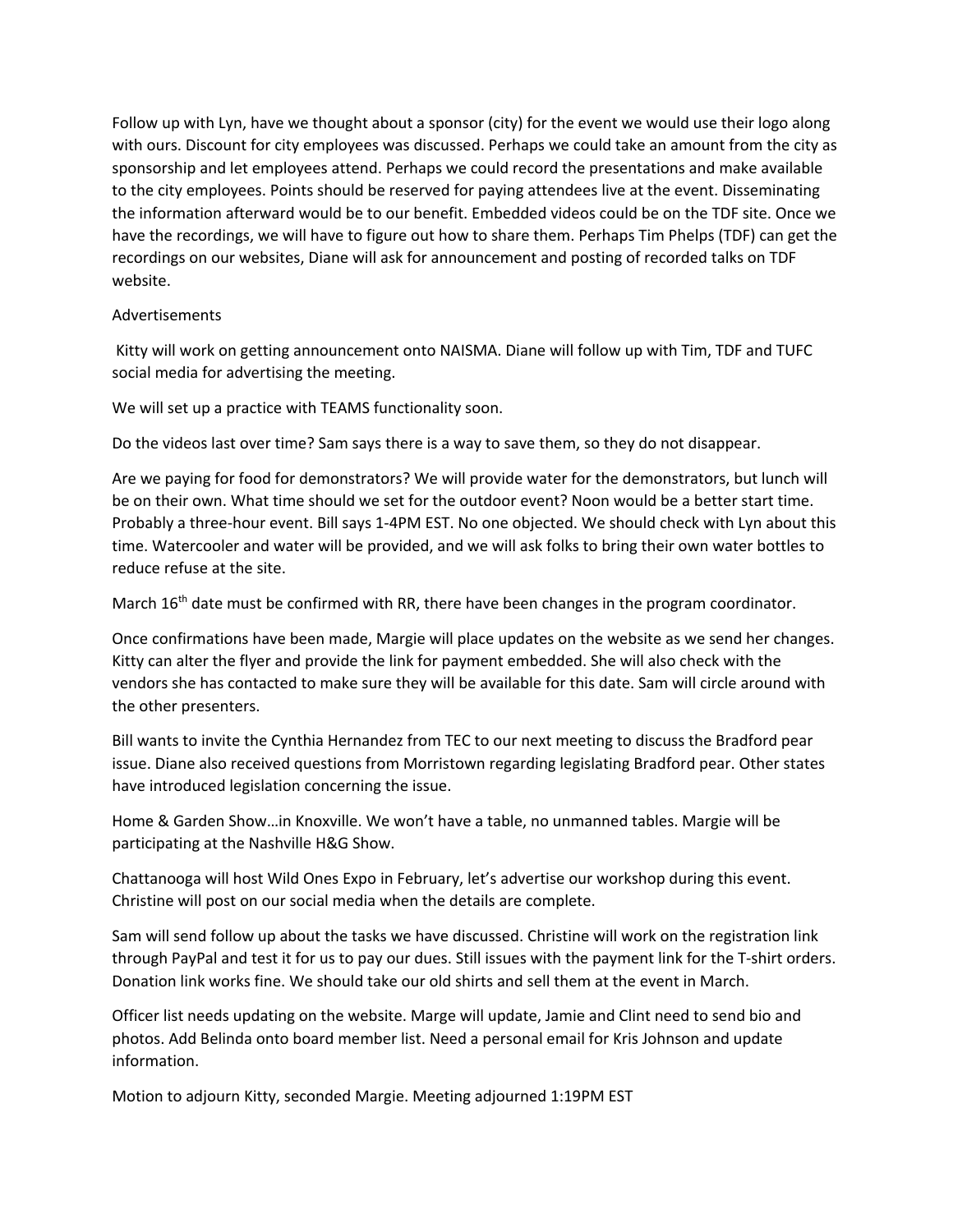Follow up with Lyn, have we thought about a sponsor (city) for the event we would use their logo along with ours. Discount for city employees was discussed. Perhaps we could take an amount from the city as sponsorship and let employees attend. Perhaps we could record the presentations and make available to the city employees. Points should be reserved for paying attendees live at the event. Disseminating the information afterward would be to our benefit. Embedded videos could be on the TDF site. Once we have the recordings, we will have to figure out how to share them. Perhaps Tim Phelps (TDF) can get the recordings on our websites, Diane will ask for announcement and posting of recorded talks on TDF website.

Advertisements

Kitty will work on getting announcement onto NAISMA. Diane will follow up with Tim, TDF and TUFC social media for advertising the meeting.

We will set up a practice with TEAMS functionality soon.

Do the videos last over time? Sam says there is a way to save them, so they do not disappear.

Are we paying for food for demonstrators? We will provide water for the demonstrators, but lunch will be on their own. What time should we set for the outdoor event? Noon would be a better start time. Probably a three-hour event. Bill says 1-4PM EST. No one objected. We should check with Lyn about this time. Watercooler and water will be provided, and we will ask folks to bring their own water bottles to reduce refuse at the site.

March 16th date must be confirmed with RR, there have been changes in the program coordinator.

Once confirmations have been made, Margie will place updates on the website as we send her changes. Kitty can alter the flyer and provide the link for payment embedded. She will also check with the vendors she has contacted to make sure they will be available for this date. Sam will circle around with the other presenters.

Bill wants to invite the Cynthia Hernandez from TEC to our next meeting to discuss the Bradford pear issue. Diane also received questions from Morristown regarding legislating Bradford pear. Other states have introduced legislation concerning the issue.

Home & Garden Show…in Knoxville. We won't have a table, no unmanned tables. Margie will be participating at the Nashville H&G Show.

Chattanooga will host Wild Ones Expo in February, let's advertise our workshop during this event. Christine will post on our social media when the details are complete.

Sam will send follow up about the tasks we have discussed. Christine will work on the registration link through PayPal and test it for us to pay our dues. Still issues with the payment link for the T-shirt orders. Donation link works fine. We should take our old shirts and sell them at the event in March.

Officer list needs updating on the website. Marge will update, Jamie and Clint need to send bio and photos. Add Belinda onto board member list. Need a personal email for Kris Johnson and update information.

Motion to adjourn Kitty, seconded Margie. Meeting adjourned 1:19PM EST